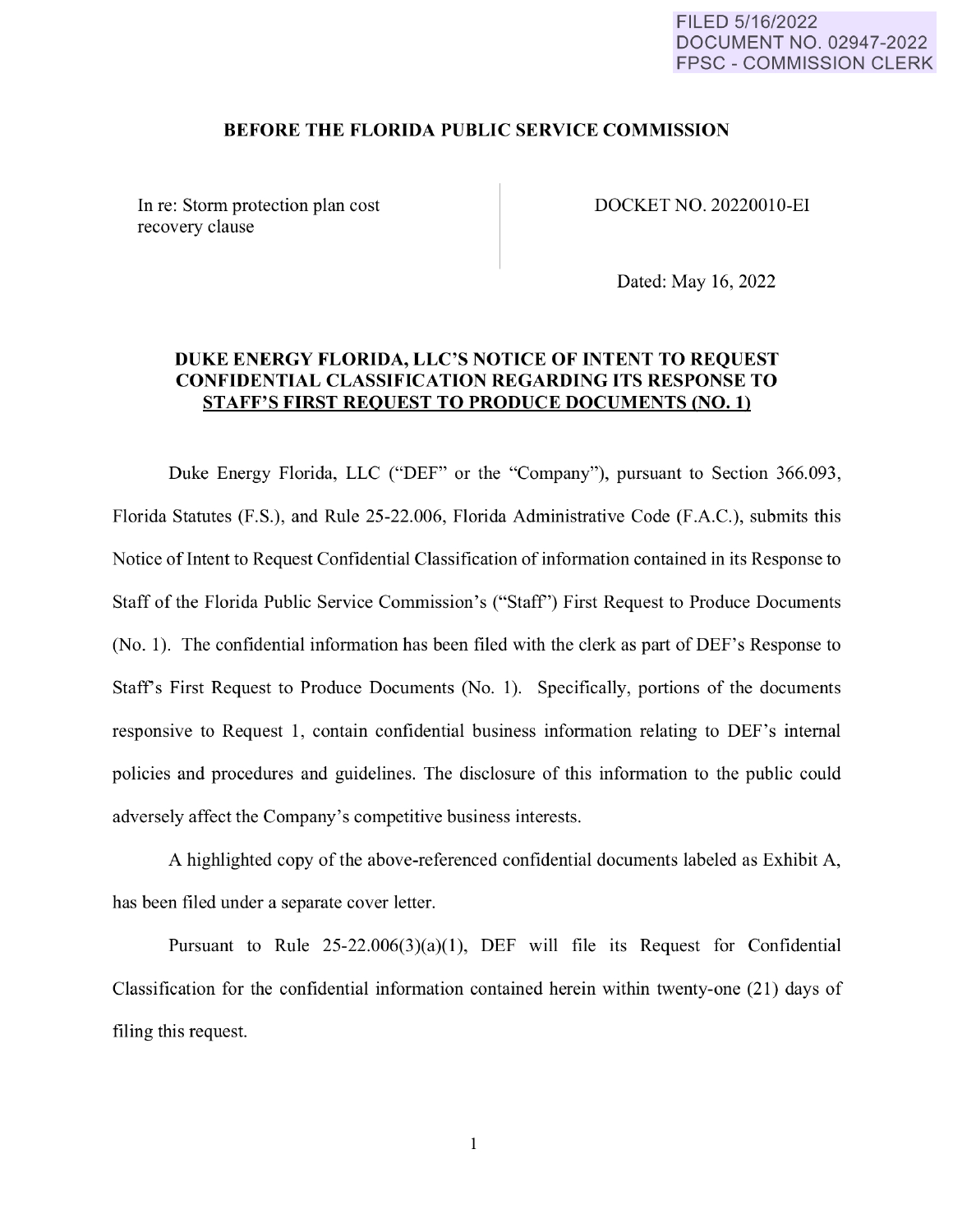FILED 5/16/2022
DOCUMENT NO. 02947-2022
FPSC - COMMISSION CLERK

**BEFORE THE FLORIDA PUBLIC SERVICE COMMISSION**

| In re: Storm protection plan cost recovery clause | DOCKET NO. 20220010-EI |
| --- | --- |
| | Dated: May 16, 2022 |

**DUKE ENERGY FLORIDA, LLC'S NOTICE OF INTENT TO REQUEST CONFIDENTIAL CLASSIFICATION REGARDING ITS RESPONSE TO <u>STAFF'S FIRST REQUEST TO PRODUCE DOCUMENTS (NO. 1)</u>**

Duke Energy Florida, LLC ("DEF" or the "Company"), pursuant to Section 366.093, Florida Statutes (F.S.), and Rule 25-22.006, Florida Administrative Code (F.A.C.), submits this Notice of Intent to Request Confidential Classification of information contained in its Response to Staff of the Florida Public Service Commission's ("Staff") First Request to Produce Documents (No. 1). The confidential information has been filed with the clerk as part of DEF's Response to Staff's First Request to Produce Documents (No. 1). Specifically, portions of the documents responsive to Request 1, contain confidential business information relating to DEF's internal policies and procedures and guidelines. The disclosure of this information to the public could adversely affect the Company's competitive business interests.

A highlighted copy of the above-referenced confidential documents labeled as Exhibit A, has been filed under a separate cover letter.

Pursuant to Rule 25-22.006(3)(a)(1), DEF will file its Request for Confidential Classification for the confidential information contained herein within twenty-one (21) days of filing this request.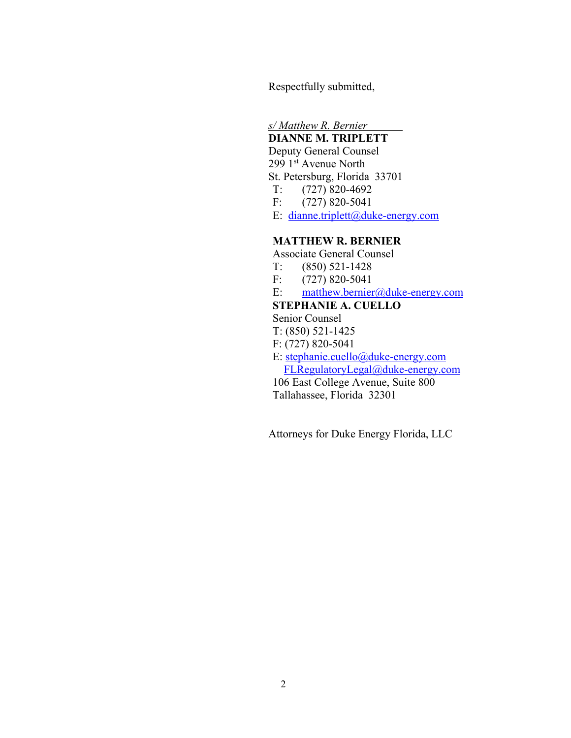Respectfully submitted,

*s/ Matthew R. Bernier*

**DIANNE M. TRIPLETT**
Deputy General Counsel
299 1st Avenue North
St. Petersburg, Florida 33701
T: (727) 820-4692
F: (727) 820-5041
E: dianne.triplett@duke-energy.com

**MATTHEW R. BERNIER**
Associate General Counsel
T: (850) 521-1428
F: (727) 820-5041
E: matthew.bernier@duke-energy.com

**STEPHANIE A. CUELLO**
Senior Counsel
T: (850) 521-1425
F: (727) 820-5041
E: stephanie.cuello@duke-energy.com
FLRegulatoryLegal@duke-energy.com
106 East College Avenue, Suite 800
Tallahassee, Florida 32301

Attorneys for Duke Energy Florida, LLC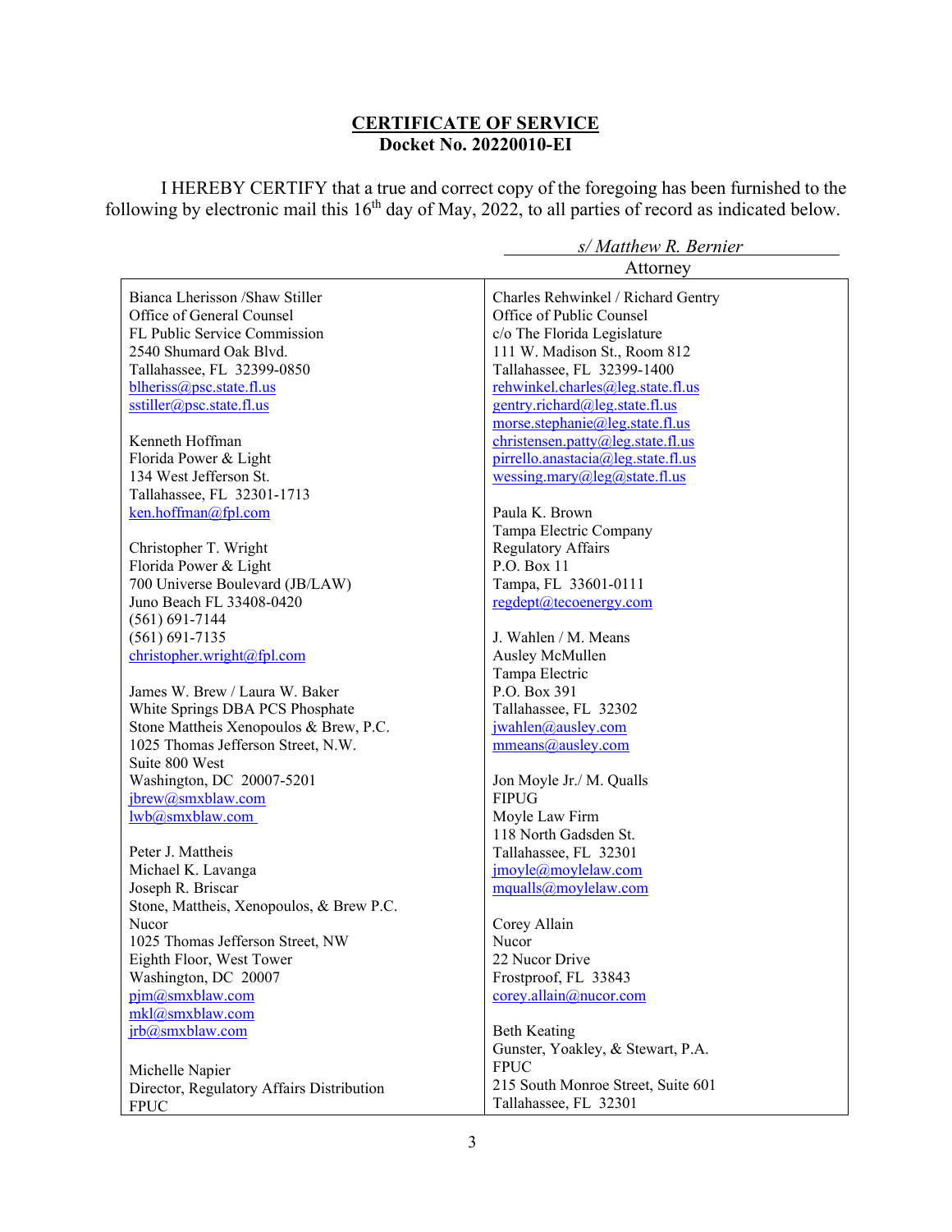**CERTIFICATE OF SERVICE**
**Docket No. 20220010-EI**

I HEREBY CERTIFY that a true and correct copy of the foregoing has been furnished to the following by electronic mail this 16th day of May, 2022, to all parties of record as indicated below.

*s/ Matthew R. Bernier*
Attorney

Bianca Lherisson /Shaw Stiller
Office of General Counsel
FL Public Service Commission
2540 Shumard Oak Blvd.
Tallahassee, FL 32399-0850
blheriss@psc.state.fl.us
sstiller@psc.state.fl.us

Kenneth Hoffman
Florida Power & Light
134 West Jefferson St.
Tallahassee, FL 32301-1713
ken.hoffman@fpl.com

Christopher T. Wright
Florida Power & Light
700 Universe Boulevard (JB/LAW)
Juno Beach FL 33408-0420
(561) 691-7144
(561) 691-7135
christopher.wright@fpl.com

James W. Brew / Laura W. Baker
White Springs DBA PCS Phosphate
Stone Mattheis Xenopoulos & Brew, P.C.
1025 Thomas Jefferson Street, N.W.
Suite 800 West
Washington, DC 20007-5201
jbrew@smxblaw.com
lwb@smxblaw.com

Peter J. Mattheis
Michael K. Lavanga
Joseph R. Briscar
Stone, Mattheis, Xenopoulos, & Brew P.C.
Nucor
1025 Thomas Jefferson Street, NW
Eighth Floor, West Tower
Washington, DC 20007
pjm@smxblaw.com
mkl@smxblaw.com
jrb@smxblaw.com

Michelle Napier
Director, Regulatory Affairs Distribution
FPUC

Charles Rehwinkel / Richard Gentry
Office of Public Counsel
c/o The Florida Legislature
111 W. Madison St., Room 812
Tallahassee, FL 32399-1400
rehwinkel.charles@leg.state.fl.us
gentry.richard@leg.state.fl.us
morse.stephanie@leg.state.fl.us
christensen.patty@leg.state.fl.us
pirrello.anastacia@leg.state.fl.us
wessing.mary@leg@state.fl.us

Paula K. Brown
Tampa Electric Company
Regulatory Affairs
P.O. Box 11
Tampa, FL 33601-0111
regdept@tecoenergy.com

J. Wahlen / M. Means
Ausley McMullen
Tampa Electric
P.O. Box 391
Tallahassee, FL 32302
jwahlen@ausley.com
mmeans@ausley.com

Jon Moyle Jr./ M. Qualls
FIPUG
Moyle Law Firm
118 North Gadsden St.
Tallahassee, FL 32301
jmoyle@moylelaw.com
mqualls@moylelaw.com

Corey Allain
Nucor
22 Nucor Drive
Frostproof, FL 33843
corey.allain@nucor.com

Beth Keating
Gunster, Yoakley, & Stewart, P.A.
FPUC
215 South Monroe Street, Suite 601
Tallahassee, FL 32301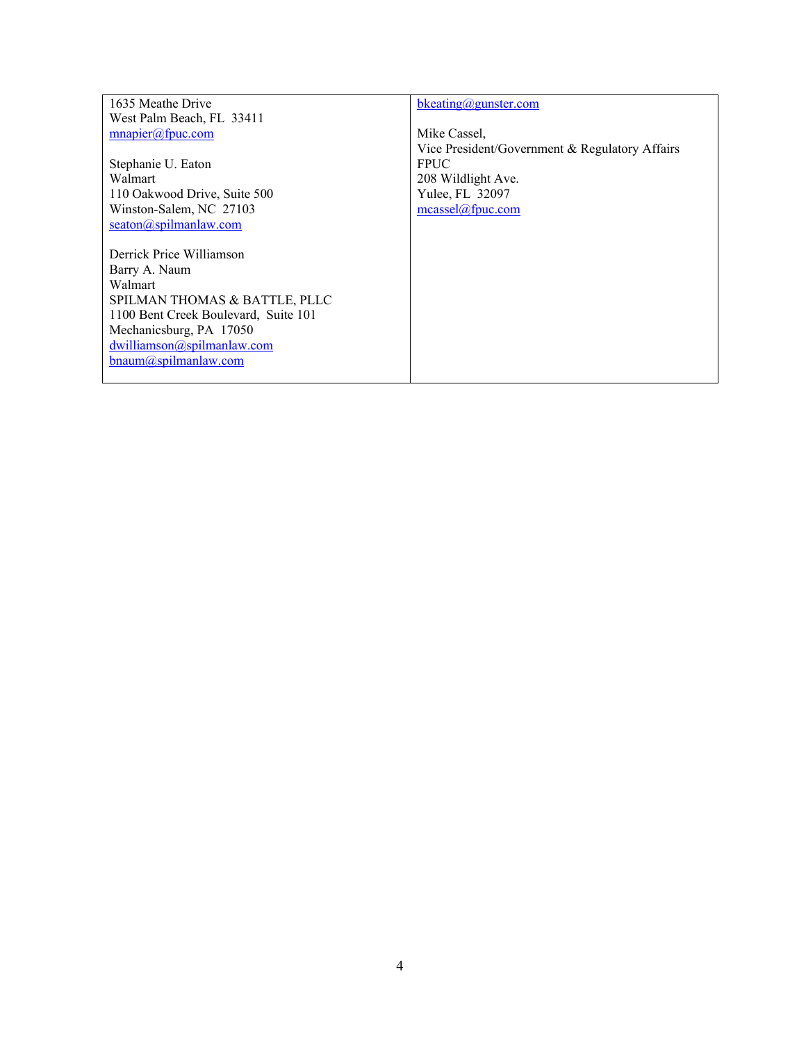| | |
|---|---|
| 1635 Meathe Drive<br>West Palm Beach, FL 33411<br>mnapier@fpuc.com<br><br>Stephanie U. Eaton<br>Walmart<br>110 Oakwood Drive, Suite 500<br>Winston-Salem, NC 27103<br>seaton@spilmanlaw.com<br><br>Derrick Price Williamson<br>Barry A. Naum<br>Walmart<br>SPILMAN THOMAS & BATTLE, PLLC<br>1100 Bent Creek Boulevard, Suite 101<br>Mechanicsburg, PA 17050<br>dwilliamson@spilmanlaw.com<br>bnaum@spilmanlaw.com | bkeating@gunster.com<br><br>Mike Cassel,<br>Vice President/Government & Regulatory Affairs<br>FPUC<br>208 Wildlight Ave.<br>Yulee, FL 32097<br>mcassel@fpuc.com |